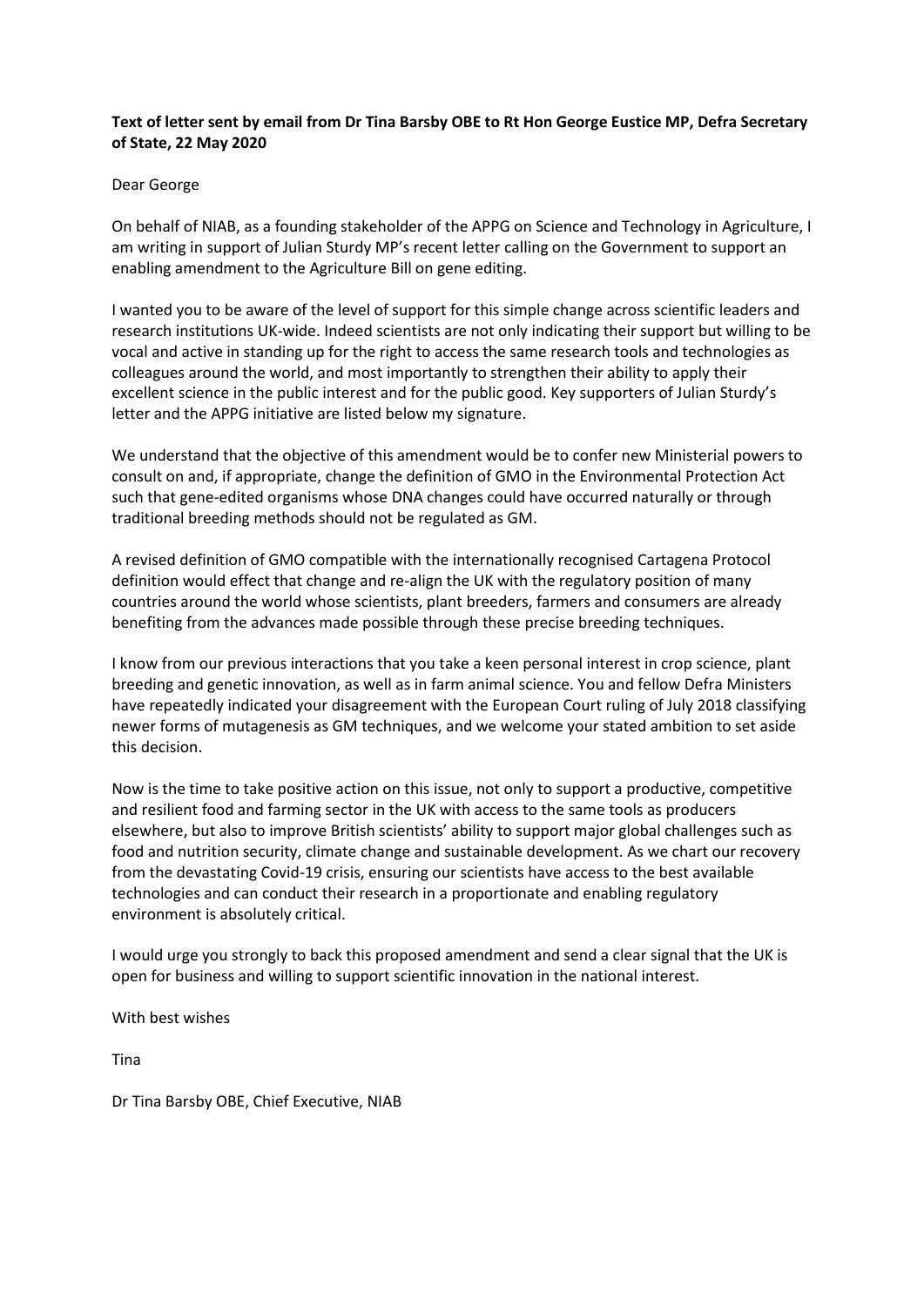**Text of letter sent by email from Dr Tina Barsby OBE to Rt Hon George Eustice MP, Defra Secretary of State, 22 May 2020**

Dear George

On behalf of NIAB, as a founding stakeholder of the APPG on Science and Technology in Agriculture, I am writing in support of Julian Sturdy MP's recent letter calling on the Government to support an enabling amendment to the Agriculture Bill on gene editing.

I wanted you to be aware of the level of support for this simple change across scientific leaders and research institutions UK-wide. Indeed scientists are not only indicating their support but willing to be vocal and active in standing up for the right to access the same research tools and technologies as colleagues around the world, and most importantly to strengthen their ability to apply their excellent science in the public interest and for the public good. Key supporters of Julian Sturdy's letter and the APPG initiative are listed below my signature.

We understand that the objective of this amendment would be to confer new Ministerial powers to consult on and, if appropriate, change the definition of GMO in the Environmental Protection Act such that gene-edited organisms whose DNA changes could have occurred naturally or through traditional breeding methods should not be regulated as GM.

A revised definition of GMO compatible with the internationally recognised Cartagena Protocol definition would effect that change and re-align the UK with the regulatory position of many countries around the world whose scientists, plant breeders, farmers and consumers are already benefiting from the advances made possible through these precise breeding techniques.

I know from our previous interactions that you take a keen personal interest in crop science, plant breeding and genetic innovation, as well as in farm animal science. You and fellow Defra Ministers have repeatedly indicated your disagreement with the European Court ruling of July 2018 classifying newer forms of mutagenesis as GM techniques, and we welcome your stated ambition to set aside this decision.

Now is the time to take positive action on this issue, not only to support a productive, competitive and resilient food and farming sector in the UK with access to the same tools as producers elsewhere, but also to improve British scientists' ability to support major global challenges such as food and nutrition security, climate change and sustainable development. As we chart our recovery from the devastating Covid-19 crisis, ensuring our scientists have access to the best available technologies and can conduct their research in a proportionate and enabling regulatory environment is absolutely critical.

I would urge you strongly to back this proposed amendment and send a clear signal that the UK is open for business and willing to support scientific innovation in the national interest.

With best wishes

Tina

Dr Tina Barsby OBE, Chief Executive, NIAB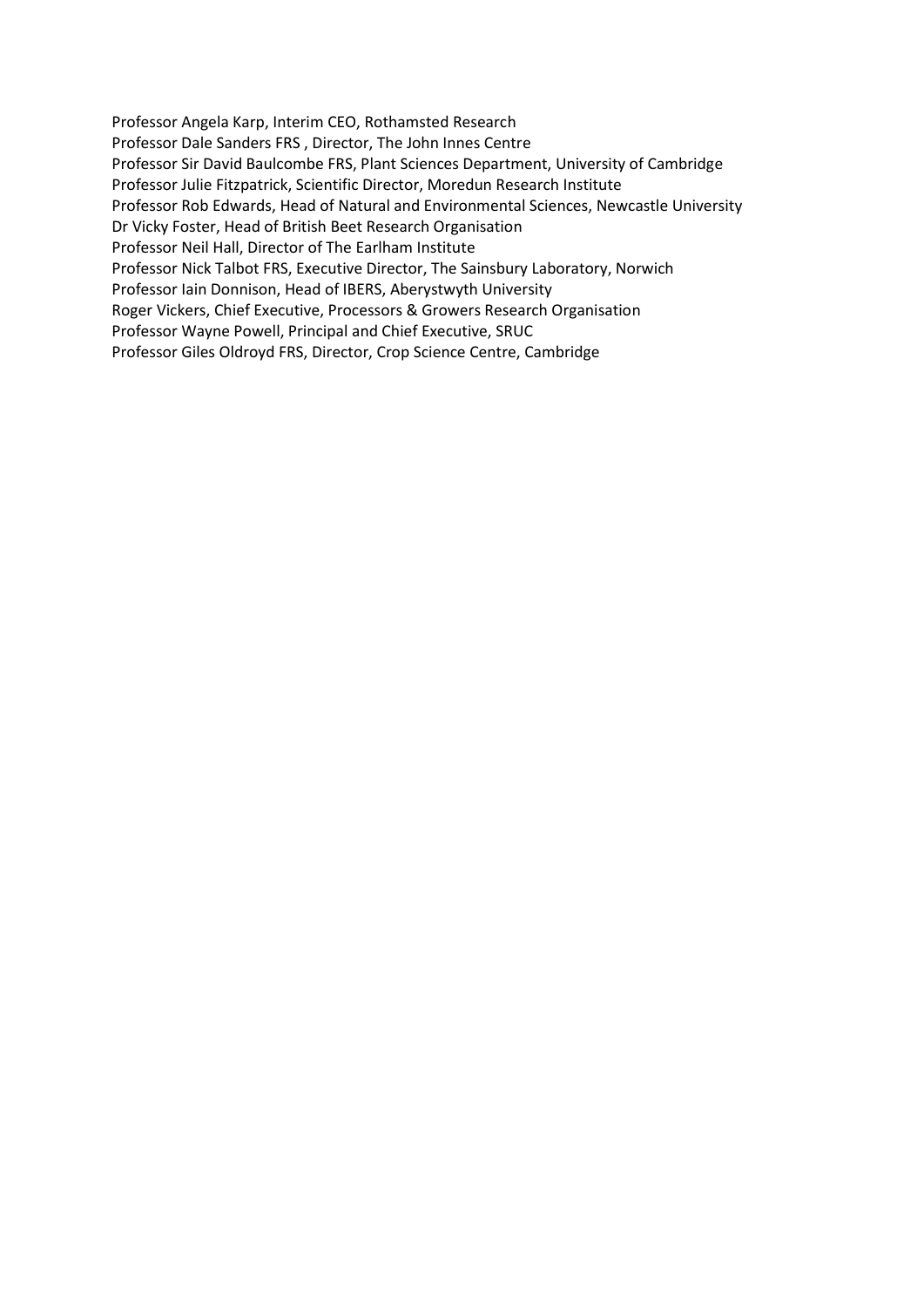Professor Angela Karp, Interim CEO, Rothamsted Research
Professor Dale Sanders FRS , Director, The John Innes Centre
Professor Sir David Baulcombe FRS, Plant Sciences Department, University of Cambridge
Professor Julie Fitzpatrick, Scientific Director, Moredun Research Institute
Professor Rob Edwards, Head of Natural and Environmental Sciences, Newcastle University
Dr Vicky Foster, Head of British Beet Research Organisation
Professor Neil Hall, Director of The Earlham Institute
Professor Nick Talbot FRS, Executive Director, The Sainsbury Laboratory, Norwich
Professor Iain Donnison, Head of IBERS, Aberystwyth University
Roger Vickers, Chief Executive, Processors & Growers Research Organisation
Professor Wayne Powell, Principal and Chief Executive, SRUC
Professor Giles Oldroyd FRS, Director, Crop Science Centre, Cambridge